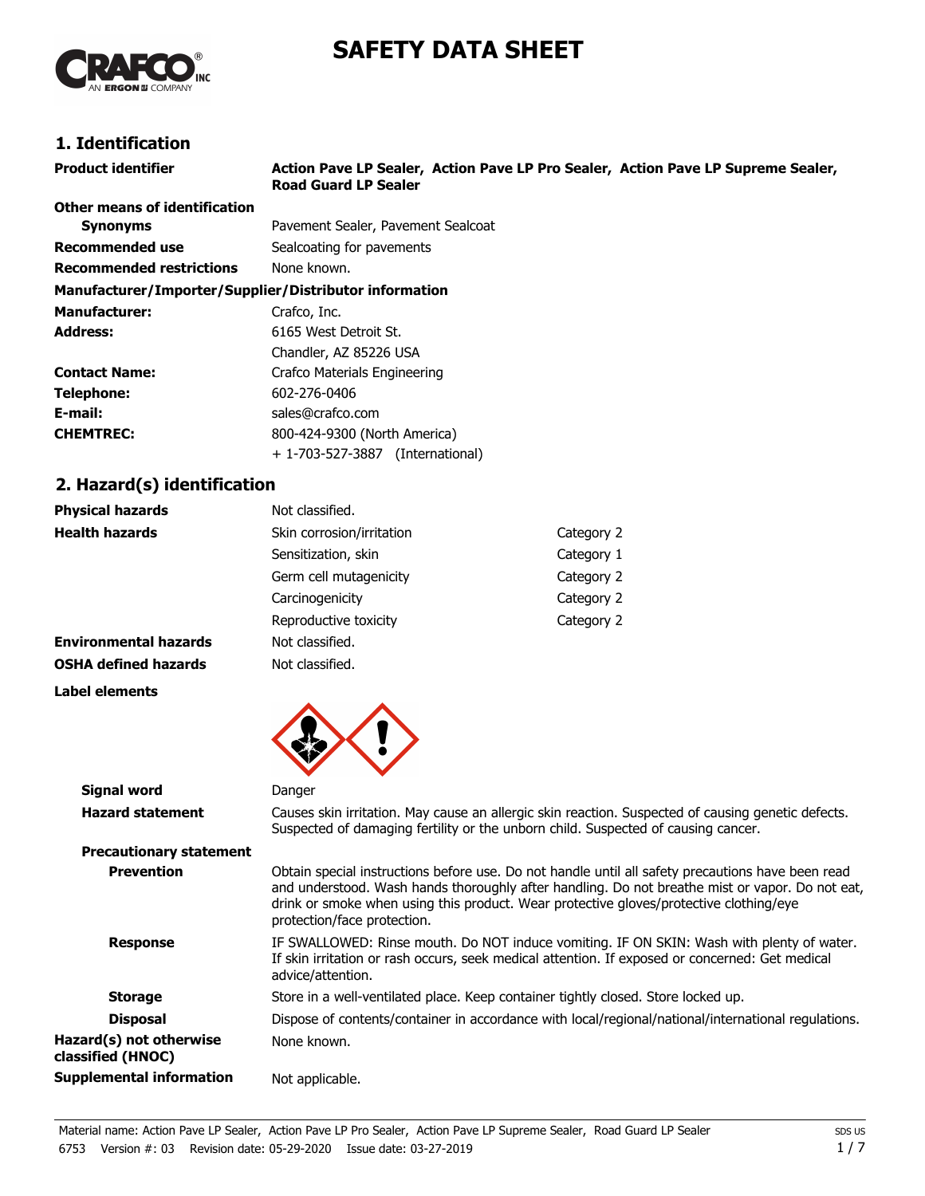# SAFETY DATA SHEET

## 1. Identification

| | |
|---|---|
| **Product identifier** | **Action Pave LP Sealer, Action Pave LP Pro Sealer, Action Pave LP Supreme Sealer, Road Guard LP Sealer** |
| **Other means of identification** | |
| **Synonyms** | Pavement Sealer, Pavement Sealcoat |
| **Recommended use** | Sealcoating for pavements |
| **Recommended restrictions** | None known. |

**Manufacturer/Importer/Supplier/Distributor information**

| | |
|---|---|
| **Manufacturer:** | Crafco, Inc. |
| **Address:** | 6165 West Detroit St.<br>Chandler, AZ 85226 USA |
| **Contact Name:** | Crafco Materials Engineering |
| **Telephone:** | 602-276-0406 |
| **E-mail:** | sales@crafco.com |
| **CHEMTREC:** | 800-424-9300 (North America)<br>+ 1-703-527-3887 (International) |

## 2. Hazard(s) identification

| | | |
|---|---|---|
| **Physical hazards** | Not classified. | |
| **Health hazards** | Skin corrosion/irritation | Category 2 |
| | Sensitization, skin | Category 1 |
| | Germ cell mutagenicity | Category 2 |
| | Carcinogenicity | Category 2 |
| | Reproductive toxicity | Category 2 |
| **Environmental hazards** | Not classified. | |
| **OSHA defined hazards** | Not classified. | |

**Label elements**

| | |
|---|---|
| **Signal word** | Danger |
| **Hazard statement** | Causes skin irritation. May cause an allergic skin reaction. Suspected of causing genetic defects. Suspected of damaging fertility or the unborn child. Suspected of causing cancer. |
| **Precautionary statement** | |
| **Prevention** | Obtain special instructions before use. Do not handle until all safety precautions have been read and understood. Wash hands thoroughly after handling. Do not breathe mist or vapor. Do not eat, drink or smoke when using this product. Wear protective gloves/protective clothing/eye protection/face protection. |
| **Response** | IF SWALLOWED: Rinse mouth. Do NOT induce vomiting. IF ON SKIN: Wash with plenty of water. If skin irritation or rash occurs, seek medical attention. If exposed or concerned: Get medical advice/attention. |
| **Storage** | Store in a well-ventilated place. Keep container tightly closed. Store locked up. |
| **Disposal** | Dispose of contents/container in accordance with local/regional/national/international regulations. |
| **Hazard(s) not otherwise classified (HNOC)** | None known. |
| **Supplemental information** | Not applicable. |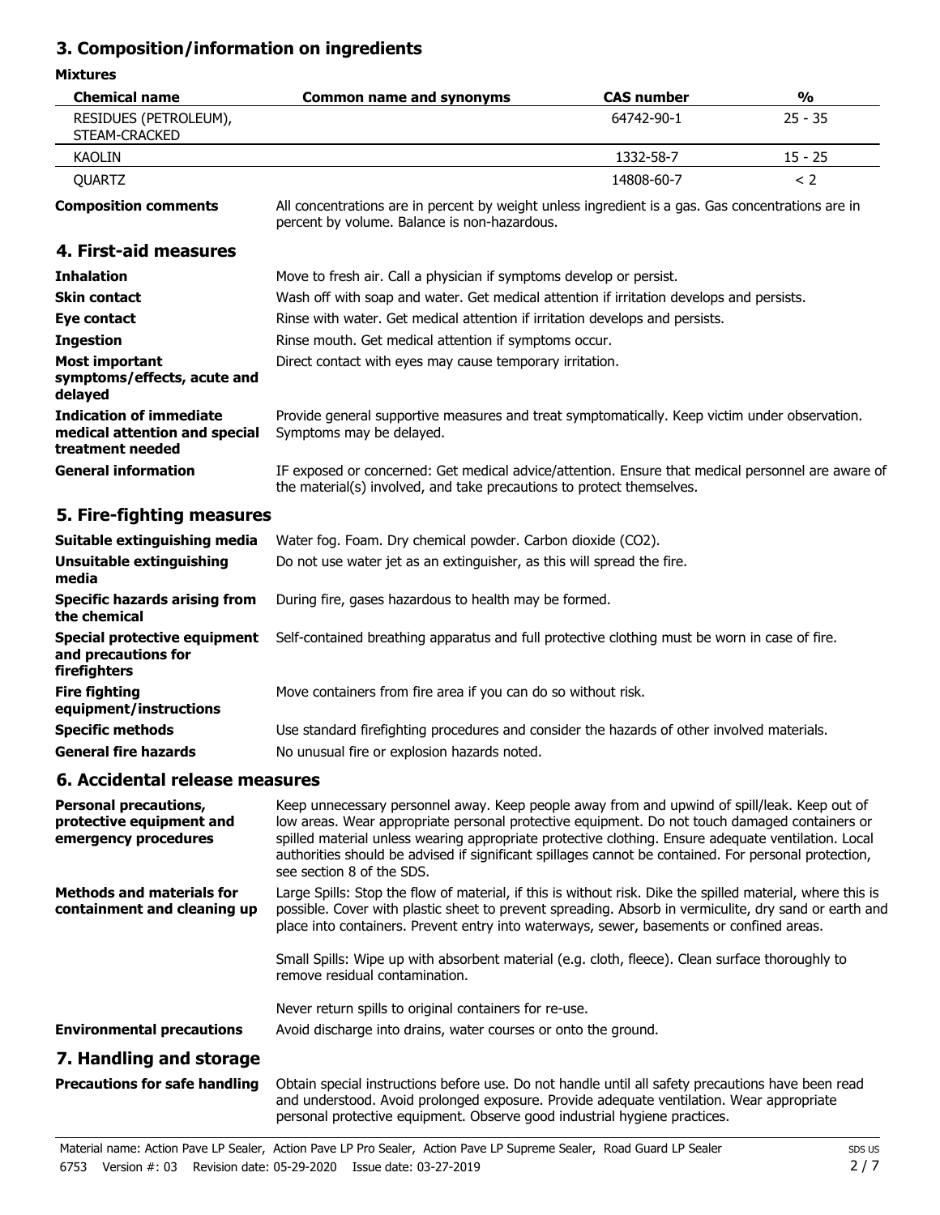## 3. Composition/information on ingredients

**Mixtures**

| Chemical name | Common name and synonyms | CAS number | % |
|---|---|---|---|
| RESIDUES (PETROLEUM), STEAM-CRACKED | | 64742-90-1 | 25 - 35 |
| KAOLIN | | 1332-58-7 | 15 - 25 |
| QUARTZ | | 14808-60-7 | < 2 |

**Composition comments** All concentrations are in percent by weight unless ingredient is a gas. Gas concentrations are in percent by volume. Balance is non-hazardous.

## 4. First-aid measures

**Inhalation** Move to fresh air. Call a physician if symptoms develop or persist.

**Skin contact** Wash off with soap and water. Get medical attention if irritation develops and persists.

**Eye contact** Rinse with water. Get medical attention if irritation develops and persists.

**Ingestion** Rinse mouth. Get medical attention if symptoms occur.

**Most important symptoms/effects, acute and delayed** Direct contact with eyes may cause temporary irritation.

**Indication of immediate medical attention and special treatment needed** Provide general supportive measures and treat symptomatically. Keep victim under observation. Symptoms may be delayed.

**General information** IF exposed or concerned: Get medical advice/attention. Ensure that medical personnel are aware of the material(s) involved, and take precautions to protect themselves.

## 5. Fire-fighting measures

**Suitable extinguishing media** Water fog. Foam. Dry chemical powder. Carbon dioxide ($CO_2$).

**Unsuitable extinguishing media** Do not use water jet as an extinguisher, as this will spread the fire.

**Specific hazards arising from the chemical** During fire, gases hazardous to health may be formed.

**Special protective equipment and precautions for firefighters** Self-contained breathing apparatus and full protective clothing must be worn in case of fire.

**Fire fighting equipment/instructions** Move containers from fire area if you can do so without risk.

**Specific methods** Use standard firefighting procedures and consider the hazards of other involved materials.

**General fire hazards** No unusual fire or explosion hazards noted.

## 6. Accidental release measures

**Personal precautions, protective equipment and emergency procedures** Keep unnecessary personnel away. Keep people away from and upwind of spill/leak. Keep out of low areas. Wear appropriate personal protective equipment. Do not touch damaged containers or spilled material unless wearing appropriate protective clothing. Ensure adequate ventilation. Local authorities should be advised if significant spillages cannot be contained. For personal protection, see section 8 of the SDS.

**Methods and materials for containment and cleaning up** Large Spills: Stop the flow of material, if this is without risk. Dike the spilled material, where this is possible. Cover with plastic sheet to prevent spreading. Absorb in vermiculite, dry sand or earth and place into containers. Prevent entry into waterways, sewer, basements or confined areas.

Small Spills: Wipe up with absorbent material (e.g. cloth, fleece). Clean surface thoroughly to remove residual contamination.

Never return spills to original containers for re-use.

**Environmental precautions** Avoid discharge into drains, water courses or onto the ground.

## 7. Handling and storage

**Precautions for safe handling** Obtain special instructions before use. Do not handle until all safety precautions have been read and understood. Avoid prolonged exposure. Provide adequate ventilation. Wear appropriate personal protective equipment. Observe good industrial hygiene practices.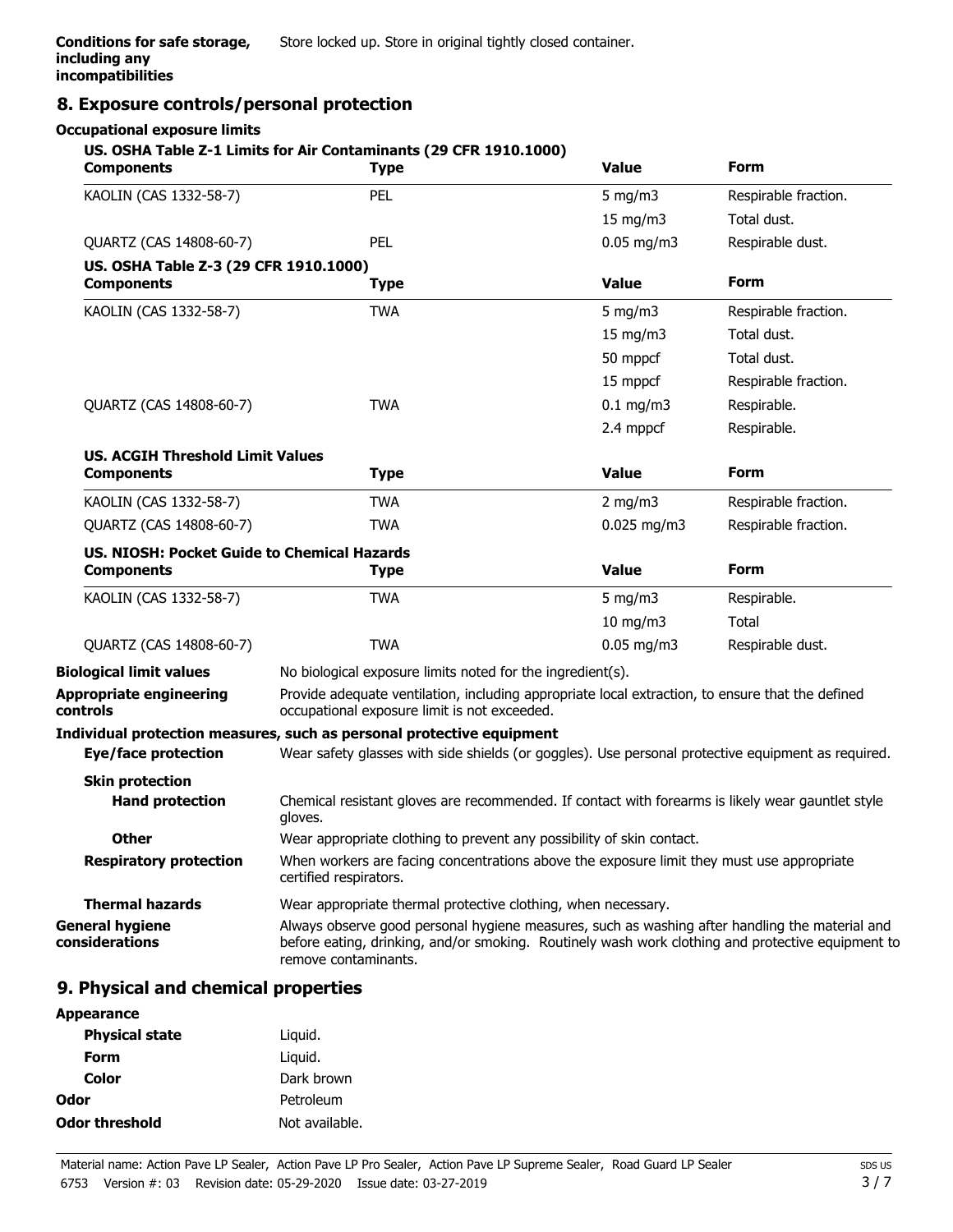**Conditions for safe storage, including any incompatibilities** Store locked up. Store in original tightly closed container.

## 8. Exposure controls/personal protection

**Occupational exposure limits**

**US. OSHA Table Z-1 Limits for Air Contaminants (29 CFR 1910.1000)**

| Components | Type | Value | Form |
|---|---|---|---|
| KAOLIN (CAS 1332-58-7) | PEL | 5 mg/m3 | Respirable fraction. |
| | | 15 mg/m3 | Total dust. |
| QUARTZ (CAS 14808-60-7) | PEL | 0.05 mg/m3 | Respirable dust. |

**US. OSHA Table Z-3 (29 CFR 1910.1000)**

| Components | Type | Value | Form |
|---|---|---|---|
| KAOLIN (CAS 1332-58-7) | TWA | 5 mg/m3 | Respirable fraction. |
| | | 15 mg/m3 | Total dust. |
| | | 50 mppcf | Total dust. |
| | | 15 mppcf | Respirable fraction. |
| QUARTZ (CAS 14808-60-7) | TWA | 0.1 mg/m3 | Respirable. |
| | | 2.4 mppcf | Respirable. |

**US. ACGIH Threshold Limit Values**

| Components | Type | Value | Form |
|---|---|---|---|
| KAOLIN (CAS 1332-58-7) | TWA | 2 mg/m3 | Respirable fraction. |
| QUARTZ (CAS 14808-60-7) | TWA | 0.025 mg/m3 | Respirable fraction. |

**US. NIOSH: Pocket Guide to Chemical Hazards**

| Components | Type | Value | Form |
|---|---|---|---|
| KAOLIN (CAS 1332-58-7) | TWA | 5 mg/m3 | Respirable. |
| | | 10 mg/m3 | Total |
| QUARTZ (CAS 14808-60-7) | TWA | 0.05 mg/m3 | Respirable dust. |

**Biological limit values** No biological exposure limits noted for the ingredient(s).

**Appropriate engineering controls** Provide adequate ventilation, including appropriate local extraction, to ensure that the defined occupational exposure limit is not exceeded.

**Individual protection measures, such as personal protective equipment**

**Eye/face protection** Wear safety glasses with side shields (or goggles). Use personal protective equipment as required.

**Skin protection**

**Hand protection** Chemical resistant gloves are recommended. If contact with forearms is likely wear gauntlet style gloves.

**Other** Wear appropriate clothing to prevent any possibility of skin contact.

**Respiratory protection** When workers are facing concentrations above the exposure limit they must use appropriate certified respirators.

**Thermal hazards** Wear appropriate thermal protective clothing, when necessary.

**General hygiene considerations** Always observe good personal hygiene measures, such as washing after handling the material and before eating, drinking, and/or smoking. Routinely wash work clothing and protective equipment to remove contaminants.

## 9. Physical and chemical properties

**Appearance**

**Physical state** Liquid.

**Form** Liquid.

**Color** Dark brown

**Odor** Petroleum

**Odor threshold** Not available.

Material name: Action Pave LP Sealer, Action Pave LP Pro Sealer, Action Pave LP Supreme Sealer, Road Guard LP Sealer
6753 Version #: 03 Revision date: 05-29-2020 Issue date: 03-27-2019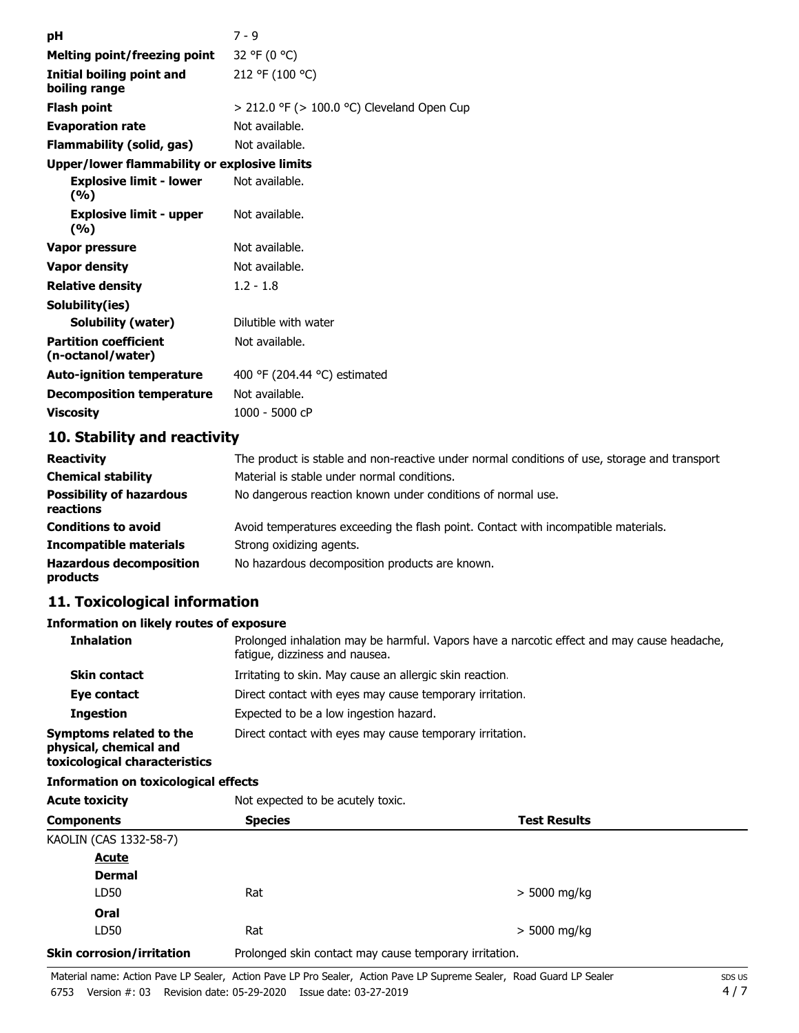| | |
|---|---|
| **pH** | 7 - 9 |
| **Melting point/freezing point** | 32 °F (0 °C) |
| **Initial boiling point and boiling range** | 212 °F (100 °C) |
| **Flash point** | > 212.0 °F (> 100.0 °C) Cleveland Open Cup |
| **Evaporation rate** | Not available. |
| **Flammability (solid, gas)** | Not available. |
| **Upper/lower flammability or explosive limits** | |
| **Explosive limit - lower (%)** | Not available. |
| **Explosive limit - upper (%)** | Not available. |
| **Vapor pressure** | Not available. |
| **Vapor density** | Not available. |
| **Relative density** | 1.2 - 1.8 |
| **Solubility(ies)** | |
| **Solubility (water)** | Dilutible with water |
| **Partition coefficient (n-octanol/water)** | Not available. |
| **Auto-ignition temperature** | 400 °F (204.44 °C) estimated |
| **Decomposition temperature** | Not available. |
| **Viscosity** | 1000 - 5000 cP |

## 10. Stability and reactivity

| | |
|---|---|
| **Reactivity** | The product is stable and non-reactive under normal conditions of use, storage and transport |
| **Chemical stability** | Material is stable under normal conditions. |
| **Possibility of hazardous reactions** | No dangerous reaction known under conditions of normal use. |
| **Conditions to avoid** | Avoid temperatures exceeding the flash point. Contact with incompatible materials. |
| **Incompatible materials** | Strong oxidizing agents. |
| **Hazardous decomposition products** | No hazardous decomposition products are known. |

## 11. Toxicological information

**Information on likely routes of exposure**

| | |
|---|---|
| **Inhalation** | Prolonged inhalation may be harmful. Vapors have a narcotic effect and may cause headache, fatigue, dizziness and nausea. |
| **Skin contact** | Irritating to skin. May cause an allergic skin reaction. |
| **Eye contact** | Direct contact with eyes may cause temporary irritation. |
| **Ingestion** | Expected to be a low ingestion hazard. |
| **Symptoms related to the physical, chemical and toxicological characteristics** | Direct contact with eyes may cause temporary irritation. |

**Information on toxicological effects**

**Acute toxicity** Not expected to be acutely toxic.

| Components | Species | Test Results |
|---|---|---|
| KAOLIN (CAS 1332-58-7) | | |
| **Acute** | | |
| **Dermal** | | |
| LD50 | Rat | > 5000 mg/kg |
| **Oral** | | |
| LD50 | Rat | > 5000 mg/kg |

**Skin corrosion/irritation** Prolonged skin contact may cause temporary irritation.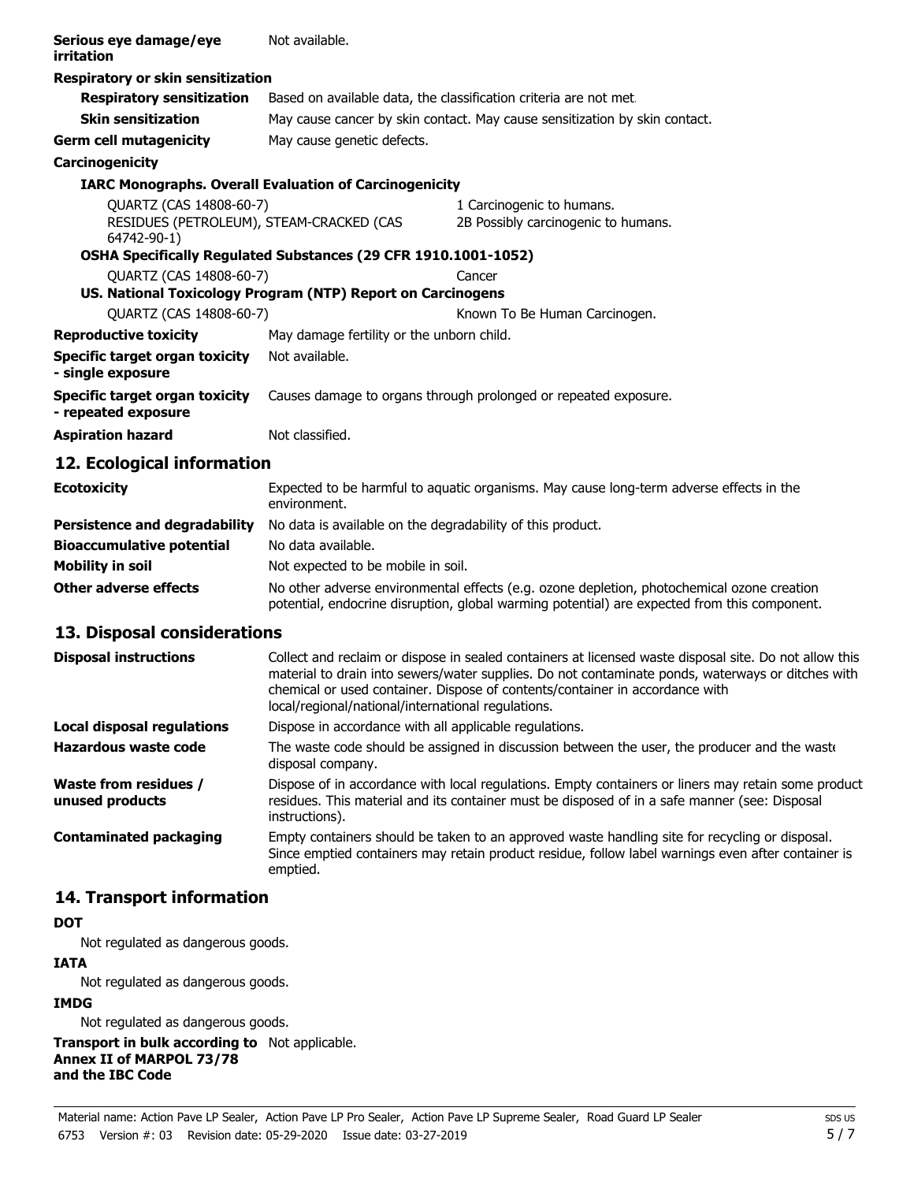**Serious eye damage/eye irritation** Not available.

**Respiratory or skin sensitization**

| | |
|---|---|
| **Respiratory sensitization** | Based on available data, the classification criteria are not met. |
| **Skin sensitization** | May cause cancer by skin contact. May cause sensitization by skin contact. |

**Germ cell mutagenicity** May cause genetic defects.

**Carcinogenicity**

**IARC Monographs. Overall Evaluation of Carcinogenicity**

| | |
|---|---|
| QUARTZ (CAS 14808-60-7) | 1 Carcinogenic to humans. |
| RESIDUES (PETROLEUM), STEAM-CRACKED (CAS 64742-90-1) | 2B Possibly carcinogenic to humans. |

**OSHA Specifically Regulated Substances (29 CFR 1910.1001-1052)**

| | |
|---|---|
| QUARTZ (CAS 14808-60-7) | Cancer |

**US. National Toxicology Program (NTP) Report on Carcinogens**

| | |
|---|---|
| QUARTZ (CAS 14808-60-7) | Known To Be Human Carcinogen. |

| | |
|---|---|
| **Reproductive toxicity** | May damage fertility or the unborn child. |
| **Specific target organ toxicity - single exposure** | Not available. |
| **Specific target organ toxicity - repeated exposure** | Causes damage to organs through prolonged or repeated exposure. |
| **Aspiration hazard** | Not classified. |

## 12. Ecological information

| | |
|---|---|
| **Ecotoxicity** | Expected to be harmful to aquatic organisms. May cause long-term adverse effects in the environment. |
| **Persistence and degradability** | No data is available on the degradability of this product. |
| **Bioaccumulative potential** | No data available. |
| **Mobility in soil** | Not expected to be mobile in soil. |
| **Other adverse effects** | No other adverse environmental effects (e.g. ozone depletion, photochemical ozone creation potential, endocrine disruption, global warming potential) are expected from this component. |

## 13. Disposal considerations

| | |
|---|---|
| **Disposal instructions** | Collect and reclaim or dispose in sealed containers at licensed waste disposal site. Do not allow this material to drain into sewers/water supplies. Do not contaminate ponds, waterways or ditches with chemical or used container. Dispose of contents/container in accordance with local/regional/national/international regulations. |
| **Local disposal regulations** | Dispose in accordance with all applicable regulations. |
| **Hazardous waste code** | The waste code should be assigned in discussion between the user, the producer and the waste disposal company. |
| **Waste from residues / unused products** | Dispose of in accordance with local regulations. Empty containers or liners may retain some product residues. This material and its container must be disposed of in a safe manner (see: Disposal instructions). |
| **Contaminated packaging** | Empty containers should be taken to an approved waste handling site for recycling or disposal. Since emptied containers may retain product residue, follow label warnings even after container is emptied. |

## 14. Transport information

**DOT**

Not regulated as dangerous goods.

**IATA**

Not regulated as dangerous goods.

**IMDG**

Not regulated as dangerous goods.

**Transport in bulk according to Annex II of MARPOL 73/78 and the IBC Code** Not applicable.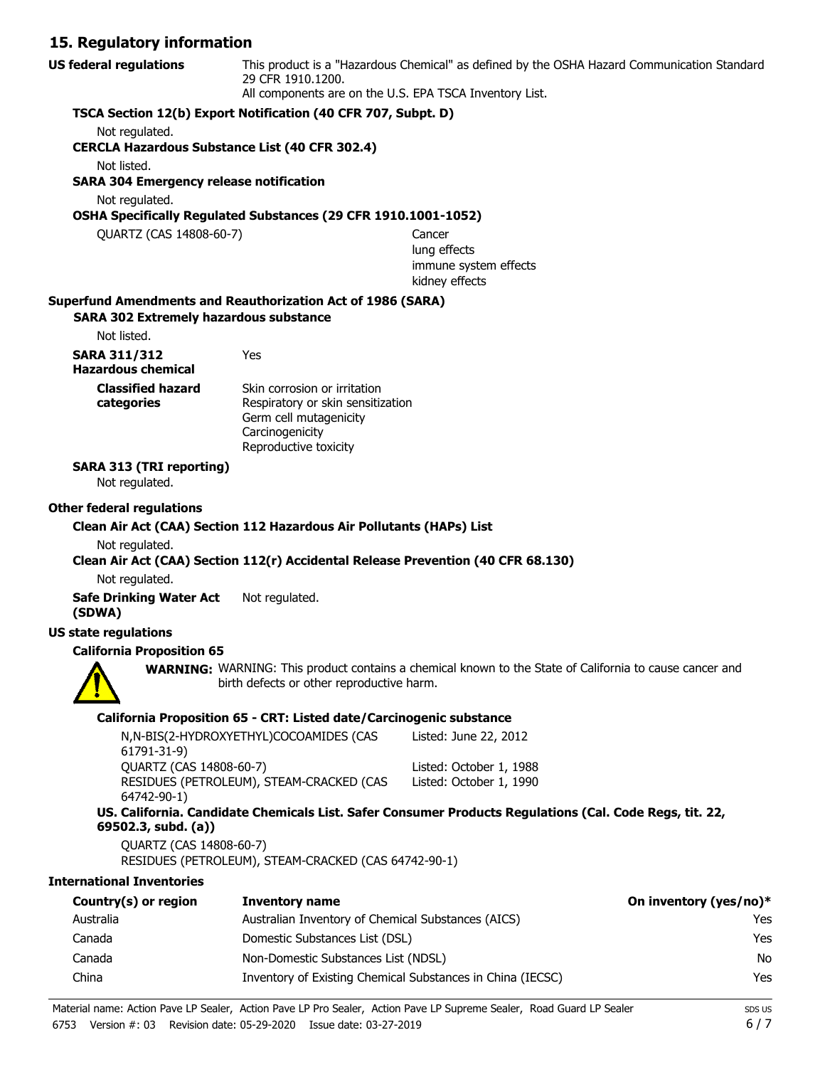## 15. Regulatory information

**US federal regulations**

This product is a "Hazardous Chemical" as defined by the OSHA Hazard Communication Standard 29 CFR 1910.1200.
All components are on the U.S. EPA TSCA Inventory List.

**TSCA Section 12(b) Export Notification (40 CFR 707, Subpt. D)**

Not regulated.

**CERCLA Hazardous Substance List (40 CFR 302.4)**

Not listed.

**SARA 304 Emergency release notification**

Not regulated.

**OSHA Specifically Regulated Substances (29 CFR 1910.1001-1052)**

| | |
|---|---|
| QUARTZ (CAS 14808-60-7) | Cancer<br>lung effects<br>immune system effects<br>kidney effects |

**Superfund Amendments and Reauthorization Act of 1986 (SARA)**

**SARA 302 Extremely hazardous substance**

Not listed.

**SARA 311/312 Hazardous chemical** Yes

**Classified hazard categories**

Skin corrosion or irritation
Respiratory or skin sensitization
Germ cell mutagenicity
Carcinogenicity
Reproductive toxicity

**SARA 313 (TRI reporting)**

Not regulated.

**Other federal regulations**

**Clean Air Act (CAA) Section 112 Hazardous Air Pollutants (HAPs) List**

Not regulated.

**Clean Air Act (CAA) Section 112(r) Accidental Release Prevention (40 CFR 68.130)**

Not regulated.

**Safe Drinking Water Act (SDWA)** Not regulated.

**US state regulations**

**California Proposition 65**

**WARNING:** WARNING: This product contains a chemical known to the State of California to cause cancer and birth defects or other reproductive harm.

**California Proposition 65 - CRT: Listed date/Carcinogenic substance**

| | |
|---|---|
| N,N-BIS(2-HYDROXYETHYL)COCOAMIDES (CAS 61791-31-9) | Listed: June 22, 2012 |
| QUARTZ (CAS 14808-60-7) | Listed: October 1, 1988 |
| RESIDUES (PETROLEUM), STEAM-CRACKED (CAS 64742-90-1) | Listed: October 1, 1990 |

**US. California. Candidate Chemicals List. Safer Consumer Products Regulations (Cal. Code Regs, tit. 22, 69502.3, subd. (a))**

QUARTZ (CAS 14808-60-7)
RESIDUES (PETROLEUM), STEAM-CRACKED (CAS 64742-90-1)

**International Inventories**

| Country(s) or region | Inventory name | On inventory (yes/no)* |
|---|---|---|
| Australia | Australian Inventory of Chemical Substances (AICS) | Yes |
| Canada | Domestic Substances List (DSL) | Yes |
| Canada | Non-Domestic Substances List (NDSL) | No |
| China | Inventory of Existing Chemical Substances in China (IECSC) | Yes |

Material name: Action Pave LP Sealer, Action Pave LP Pro Sealer, Action Pave LP Supreme Sealer, Road Guard LP Sealer
6753 Version #: 03 Revision date: 05-29-2020 Issue date: 03-27-2019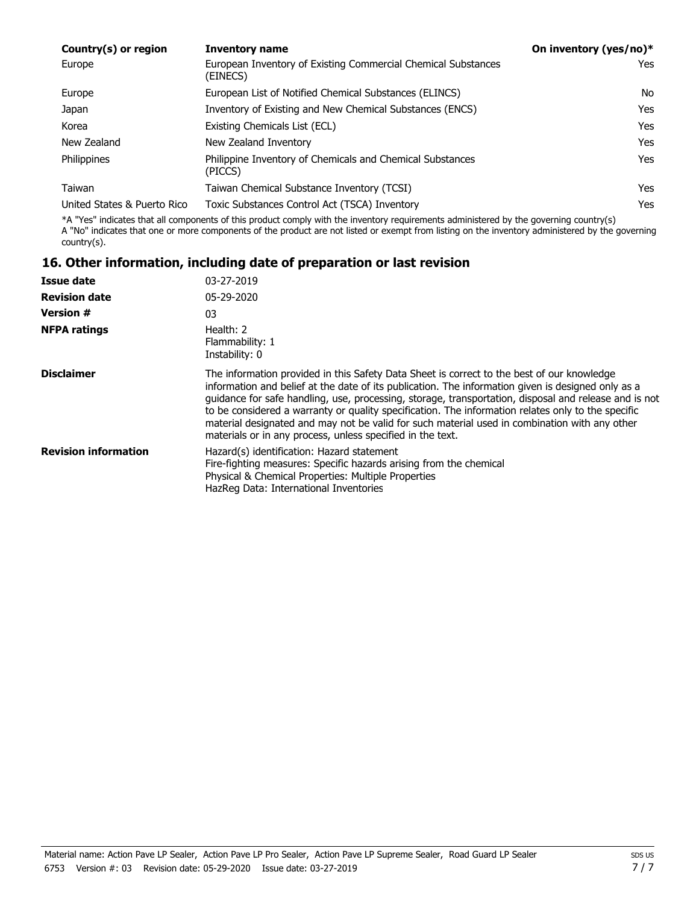| Country(s) or region | Inventory name | On inventory (yes/no)* |
|---|---|---|
| Europe | European Inventory of Existing Commercial Chemical Substances (EINECS) | Yes |
| Europe | European List of Notified Chemical Substances (ELINCS) | No |
| Japan | Inventory of Existing and New Chemical Substances (ENCS) | Yes |
| Korea | Existing Chemicals List (ECL) | Yes |
| New Zealand | New Zealand Inventory | Yes |
| Philippines | Philippine Inventory of Chemicals and Chemical Substances (PICCS) | Yes |
| Taiwan | Taiwan Chemical Substance Inventory (TCSI) | Yes |
| United States & Puerto Rico | Toxic Substances Control Act (TSCA) Inventory | Yes |

*A "Yes" indicates that all components of this product comply with the inventory requirements administered by the governing country(s)
A "No" indicates that one or more components of the product are not listed or exempt from listing on the inventory administered by the governing country(s).

## 16. Other information, including date of preparation or last revision

**Issue date** 03-27-2019

**Revision date** 05-29-2020

**Version #** 03

**NFPA ratings**
Health: 2
Flammability: 1
Instability: 0

**Disclaimer** The information provided in this Safety Data Sheet is correct to the best of our knowledge information and belief at the date of its publication. The information given is designed only as a guidance for safe handling, use, processing, storage, transportation, disposal and release and is not to be considered a warranty or quality specification. The information relates only to the specific material designated and may not be valid for such material used in combination with any other materials or in any process, unless specified in the text.

**Revision information**
Hazard(s) identification: Hazard statement
Fire-fighting measures: Specific hazards arising from the chemical
Physical & Chemical Properties: Multiple Properties
HazReg Data: International Inventories